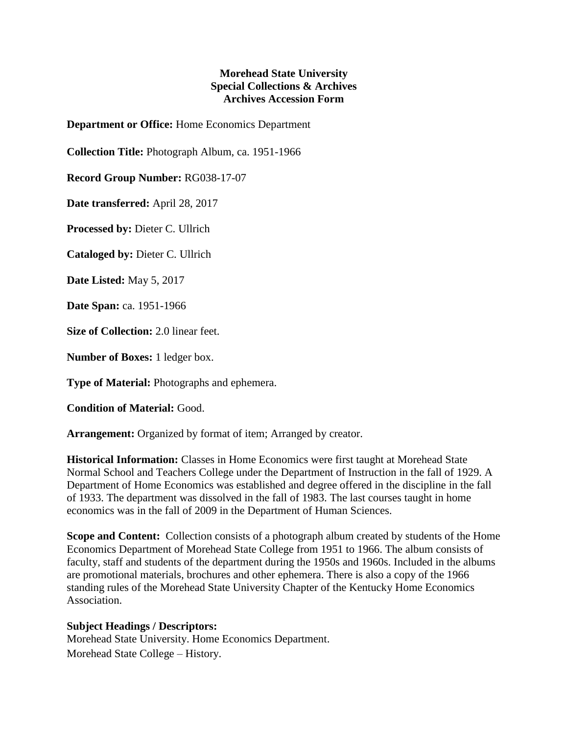**Morehead State University**
**Special Collections & Archives**
**Archives Accession Form**

**Department or Office:** Home Economics Department

**Collection Title:** Photograph Album, ca. 1951-1966

**Record Group Number:** RG038-17-07

**Date transferred:** April 28, 2017

**Processed by:** Dieter C. Ullrich

**Cataloged by:** Dieter C. Ullrich

**Date Listed:** May 5, 2017

**Date Span:** ca. 1951-1966

**Size of Collection:** 2.0 linear feet.

**Number of Boxes:** 1 ledger box.

**Type of Material:** Photographs and ephemera.

**Condition of Material:** Good.

**Arrangement:** Organized by format of item; Arranged by creator.

**Historical Information:** Classes in Home Economics were first taught at Morehead State Normal School and Teachers College under the Department of Instruction in the fall of 1929. A Department of Home Economics was established and degree offered in the discipline in the fall of 1933. The department was dissolved in the fall of 1983. The last courses taught in home economics was in the fall of 2009 in the Department of Human Sciences.

**Scope and Content:** Collection consists of a photograph album created by students of the Home Economics Department of Morehead State College from 1951 to 1966. The album consists of faculty, staff and students of the department during the 1950s and 1960s. Included in the albums are promotional materials, brochures and other ephemera. There is also a copy of the 1966 standing rules of the Morehead State University Chapter of the Kentucky Home Economics Association.

**Subject Headings / Descriptors:**
Morehead State University. Home Economics Department.
Morehead State College – History.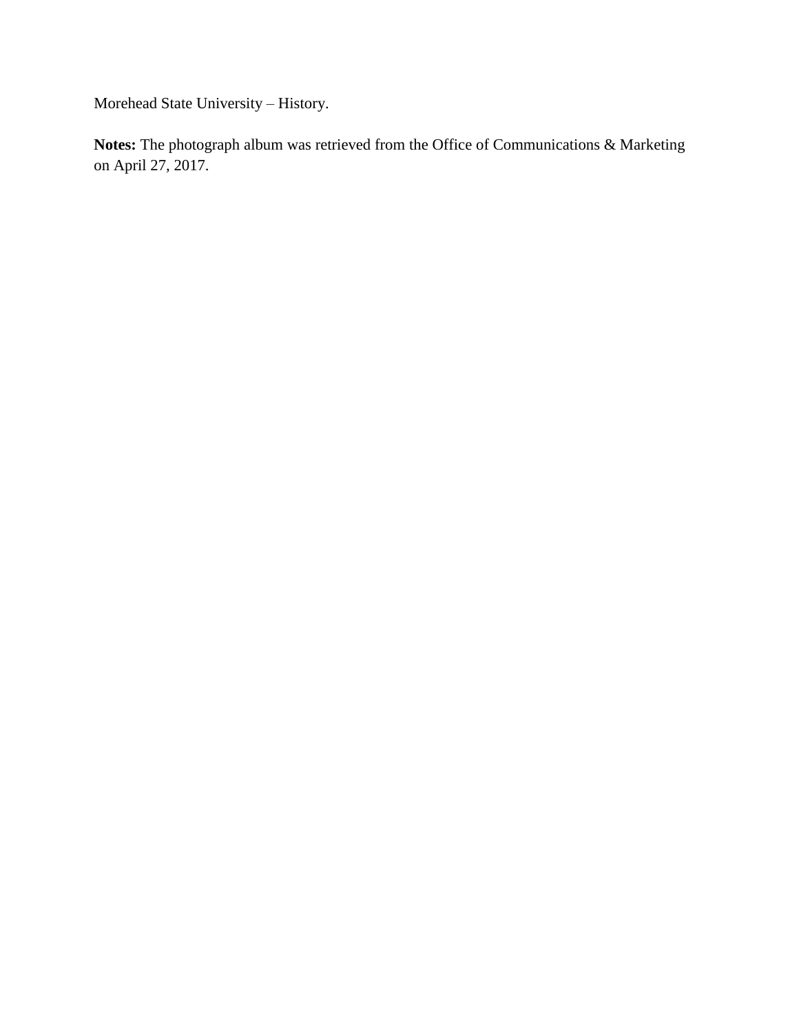Morehead State University – History.

**Notes:** The photograph album was retrieved from the Office of Communications & Marketing on April 27, 2017.